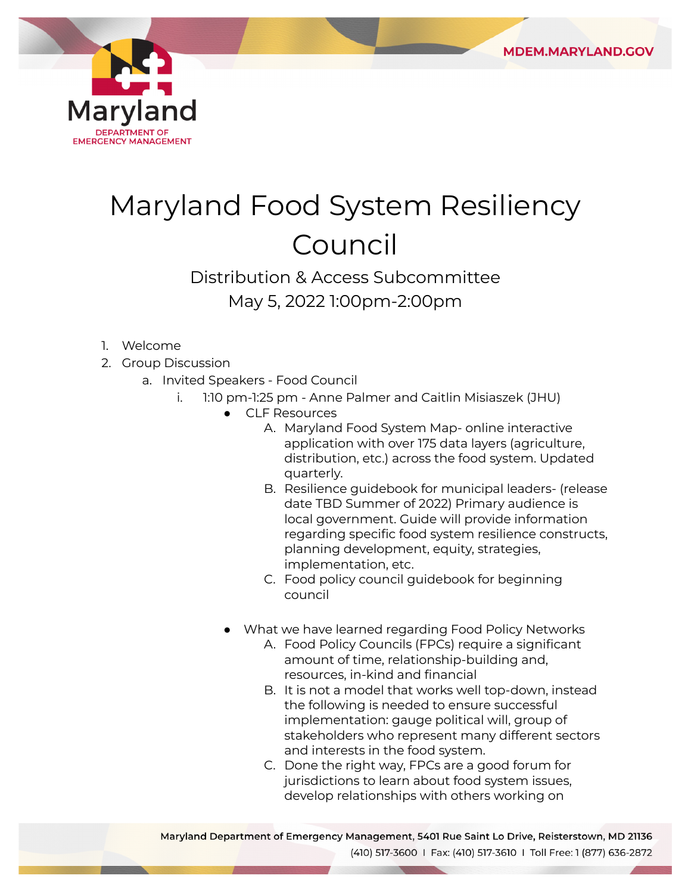# Maryland Food System Resiliency Council

## Distribution & Access Subcommittee
## May 5, 2022 1:00pm-2:00pm

1. Welcome
2. Group Discussion
   a. Invited Speakers - Food Council
      i. 1:10 pm-1:25 pm - Anne Palmer and Caitlin Misiaszek (JHU)
         - CLF Resources
           A. Maryland Food System Map- online interactive application with over 175 data layers (agriculture, distribution, etc.) across the food system. Updated quarterly.
           B. Resilience guidebook for municipal leaders- (release date TBD Summer of 2022) Primary audience is local government. Guide will provide information regarding specific food system resilience constructs, planning development, equity, strategies, implementation, etc.
           C. Food policy council guidebook for beginning council
         - What we have learned regarding Food Policy Networks
           A. Food Policy Councils (FPCs) require a significant amount of time, relationship-building and, resources, in-kind and financial
           B. It is not a model that works well top-down, instead the following is needed to ensure successful implementation: gauge political will, group of stakeholders who represent many different sectors and interests in the food system.
           C. Done the right way, FPCs are a good forum for jurisdictions to learn about food system issues, develop relationships with others working on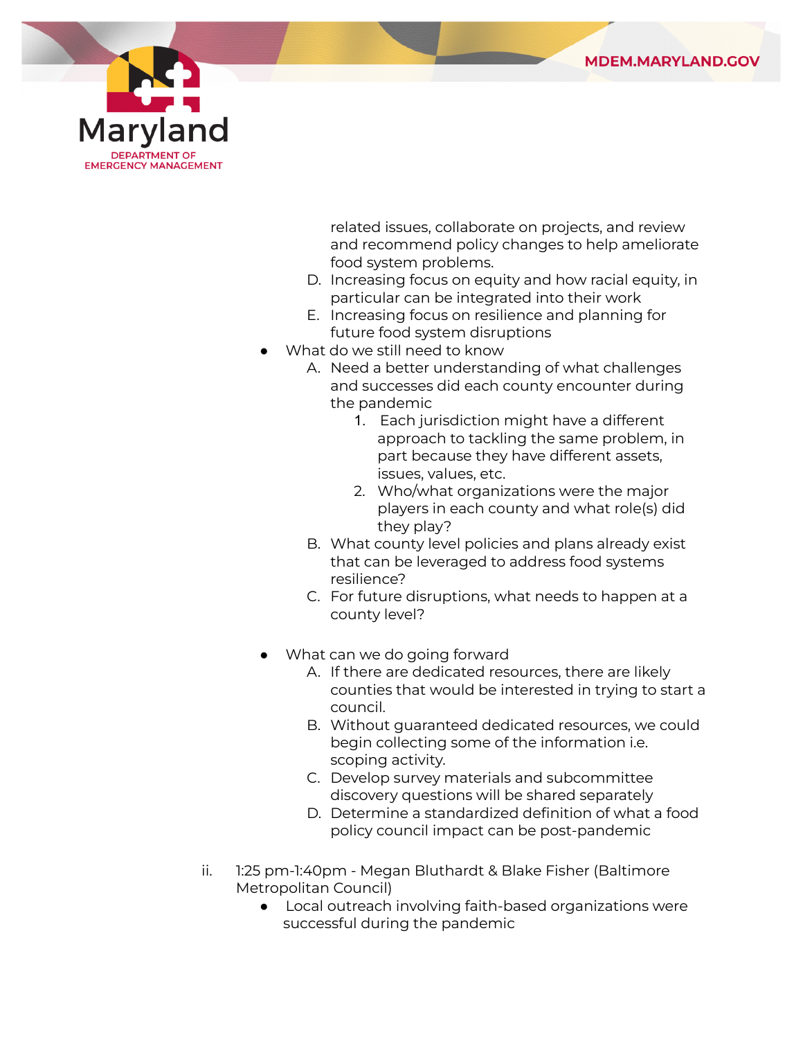related issues, collaborate on projects, and review and recommend policy changes to help ameliorate food system problems.

   D. Increasing focus on equity and how racial equity, in particular can be integrated into their work
   E. Increasing focus on resilience and planning for future food system disruptions

- What do we still need to know
   A. Need a better understanding of what challenges and successes did each county encounter during the pandemic
      1. Each jurisdiction might have a different approach to tackling the same problem, in part because they have different assets, issues, values, etc.
      2. Who/what organizations were the major players in each county and what role(s) did they play?
   B. What county level policies and plans already exist that can be leveraged to address food systems resilience?
   C. For future disruptions, what needs to happen at a county level?

- What can we do going forward
   A. If there are dedicated resources, there are likely counties that would be interested in trying to start a council.
   B. Without guaranteed dedicated resources, we could begin collecting some of the information i.e. scoping activity.
   C. Develop survey materials and subcommittee discovery questions will be shared separately
   D. Determine a standardized definition of what a food policy council impact can be post-pandemic

ii. 1:25 pm-1:40pm - Megan Bluthardt & Blake Fisher (Baltimore Metropolitan Council)

- Local outreach involving faith-based organizations were successful during the pandemic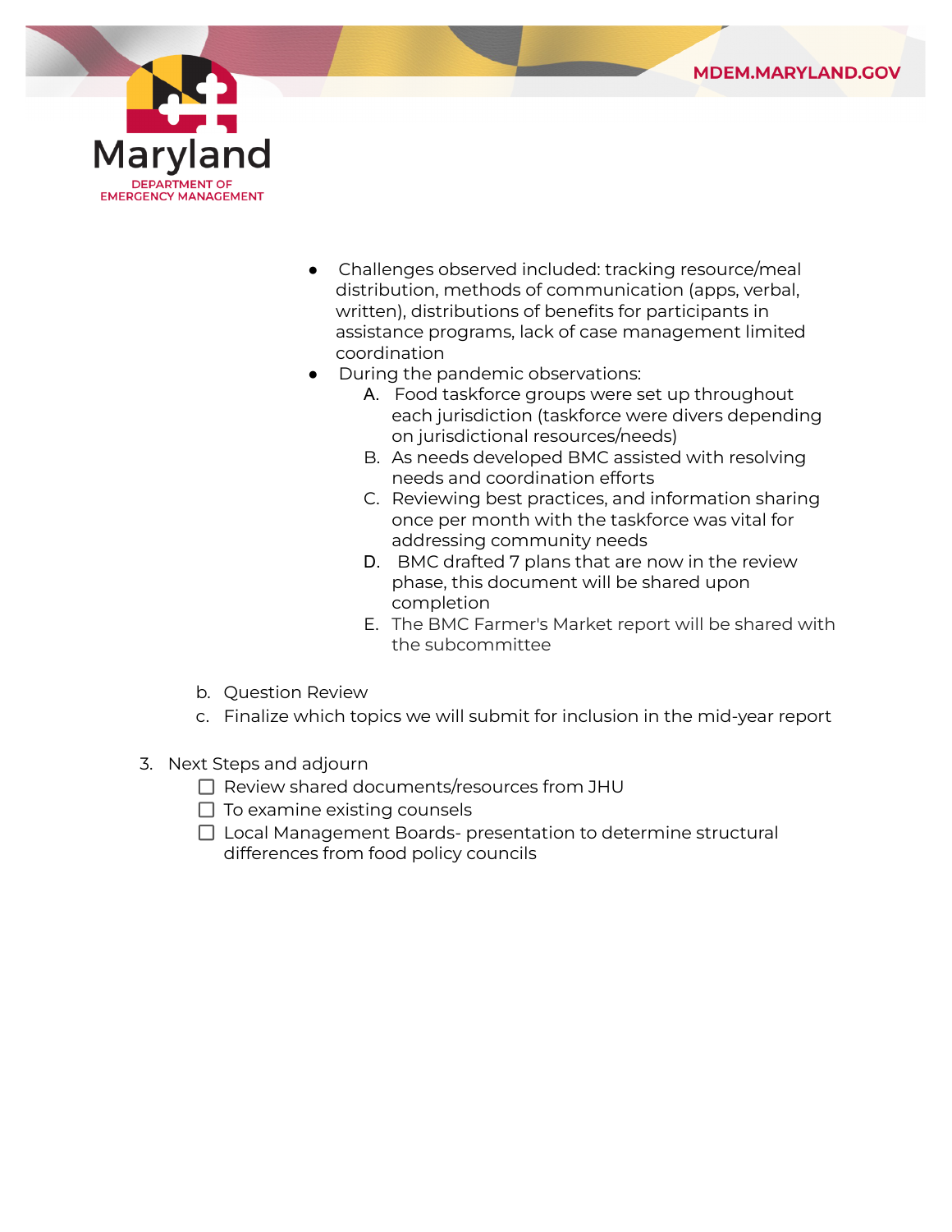- Challenges observed included: tracking resource/meal distribution, methods of communication (apps, verbal, written), distributions of benefits for participants in assistance programs, lack of case management limited coordination
- During the pandemic observations:
    A. Food taskforce groups were set up throughout each jurisdiction (taskforce were divers depending on jurisdictional resources/needs)
    B. As needs developed BMC assisted with resolving needs and coordination efforts
    C. Reviewing best practices, and information sharing once per month with the taskforce was vital for addressing community needs
    D. BMC drafted 7 plans that are now in the review phase, this document will be shared upon completion
    E. The BMC Farmer's Market report will be shared with the subcommittee

b. Question Review

c. Finalize which topics we will submit for inclusion in the mid-year report

3. Next Steps and adjourn
    - [ ] Review shared documents/resources from JHU
    - [ ] To examine existing counsels
    - [ ] Local Management Boards- presentation to determine structural differences from food policy councils